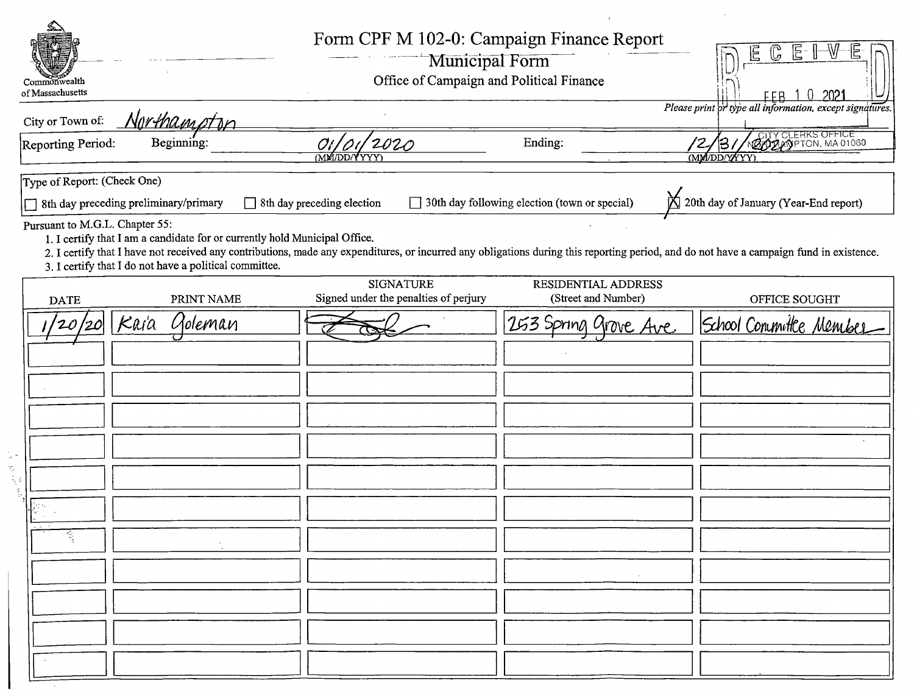Commonwealth of Massachusetts

# Form CPF M 102-0: Campaign Finance Report

## Municipal Form

Office of Campaign and Political Finance

RECEIVED
FEB 10 2021
CITY CLERKS OFFICE
NORTHAMPTON, MA 01060

*Please print or type all information, except signatures.*

City or Town of: Northampton

Reporting Period: Beginning: 01/01/2020 (MM/DD/YYYY) Ending: 12/31/2020 (MM/DD/YYYY)

Type of Report: (Check One)

- [ ] 8th day preceding preliminary/primary
- [ ] 8th day preceding election
- [ ] 30th day following election (town or special)
- [X] 20th day of January (Year-End report)

Pursuant to M.G.L. Chapter 55:

1. I certify that I am a candidate for or currently hold Municipal Office.
2. I certify that I have not received any contributions, made any expenditures, or incurred any obligations during this reporting period, and do not have a campaign fund in existence.
3. I certify that I do not have a political committee.

| DATE | PRINT NAME | SIGNATURE Signed under the penalties of perjury | RESIDENTIAL ADDRESS (Street and Number) | OFFICE SOUGHT |
|---|---|---|---|---|
| 1/20/20 | Kaia Goleman | [signature] | 253 Spring Grove Ave | School Committee Member |
| | | | | |
| | | | | |
| | | | | |
| | | | | |
| | | | | |
| | | | | |
| | | | | |
| | | | | |
| | | | | |
| | | | | |
| | | | | |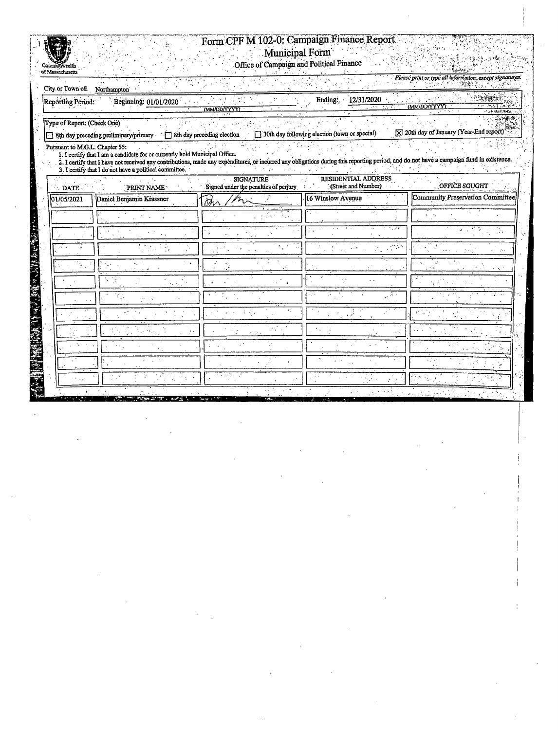Commonwealth of Massachusetts

# Form CPF M 102-0: Campaign Finance Report

## Municipal Form

### Office of Campaign and Political Finance

*Please print or type all information, except signatures.*

City or Town of: Northampton

Reporting Period: Beginning: 01/01/2020 (MM/DD/YYYY) Ending: 12/31/2020 (MM/DD/YYYY)

Type of Report: (Check One)

☐ 8th day preceding preliminary/primary ☐ 8th day preceding election ☐ 30th day following election (town or special) ☒ 20th day of January (Year-End report)

Pursuant to M.G.L. Chapter 55:

1. I certify that I am a candidate for or currently hold Municipal Office.
2. I certify that I have not received any contributions, made any expenditures, or incurred any obligations during this reporting period, and do not have a campaign fund in existence.
3. I certify that I do not have a political committee.

| DATE | PRINT NAME | SIGNATURE Signed under the penalties of perjury | RESIDENTIAL ADDRESS (Street and Number) | OFFICE SOUGHT |
|---|---|---|---|---|
| 01/05/2021 | Daniel Benjamin Krassner | [signature] | 16 Winslow Avenue | Community Preservation Committee |
| | | | | |
| | | | | |
| | | | | |
| | | | | |
| | | | | |
| | | | | |
| | | | | |
| | | | | |
| | | | | |
| | | | | |
| | | | | |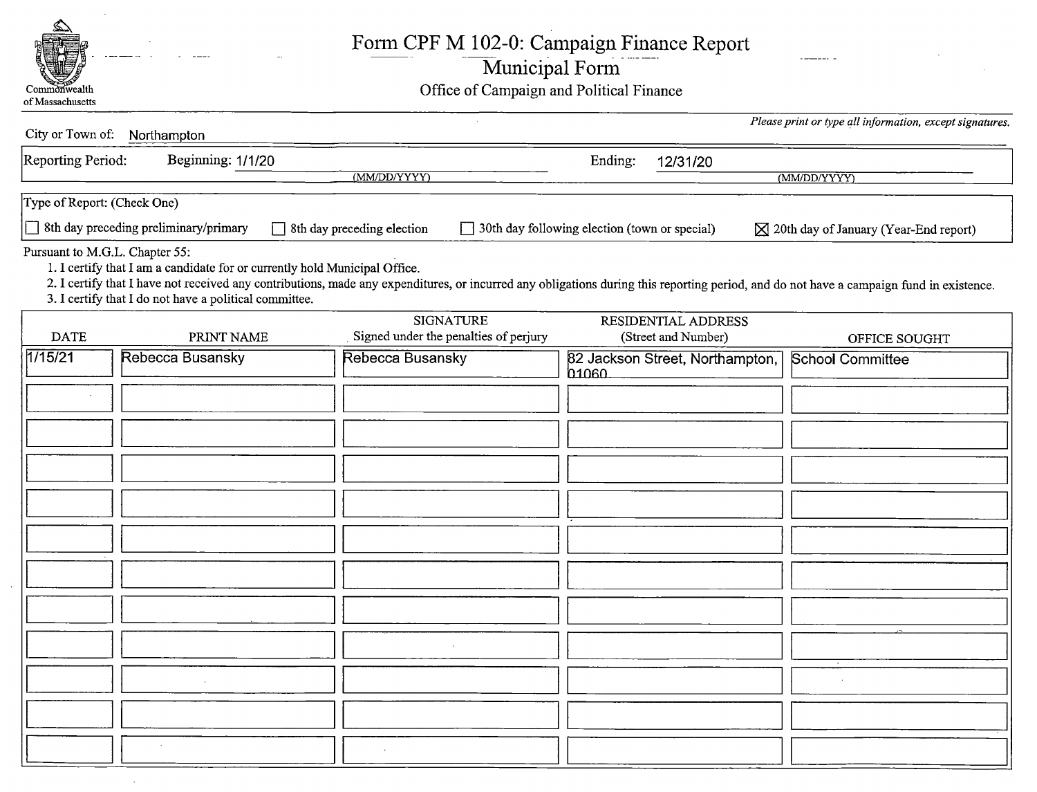Commonwealth of Massachusetts

# Form CPF M 102-0: Campaign Finance Report

## Municipal Form

Office of Campaign and Political Finance

*Please print or type all information, except signatures.*

City or Town of: Northampton

Reporting Period: Beginning: 1/1/20 (MM/DD/YYYY) Ending: 12/31/20 (MM/DD/YYYY)

Type of Report: (Check One)

☐ 8th day preceding preliminary/primary ☐ 8th day preceding election ☐ 30th day following election (town or special) ☒ 20th day of January (Year-End report)

Pursuant to M.G.L. Chapter 55:

1. I certify that I am a candidate for or currently hold Municipal Office.
2. I certify that I have not received any contributions, made any expenditures, or incurred any obligations during this reporting period, and do not have a campaign fund in existence.
3. I certify that I do not have a political committee.

| DATE | PRINT NAME | SIGNATURE Signed under the penalties of perjury | RESIDENTIAL ADDRESS (Street and Number) | OFFICE SOUGHT |
|---|---|---|---|---|
| 1/15/21 | Rebecca Busansky | Rebecca Busansky | 82 Jackson Street, Northampton, 01060 | School Committee |
| | | | | |
| | | | | |
| | | | | |
| | | | | |
| | | | | |
| | | | | |
| | | | | |
| | | | | |
| | | | | |
| | | | | |
| | | | | |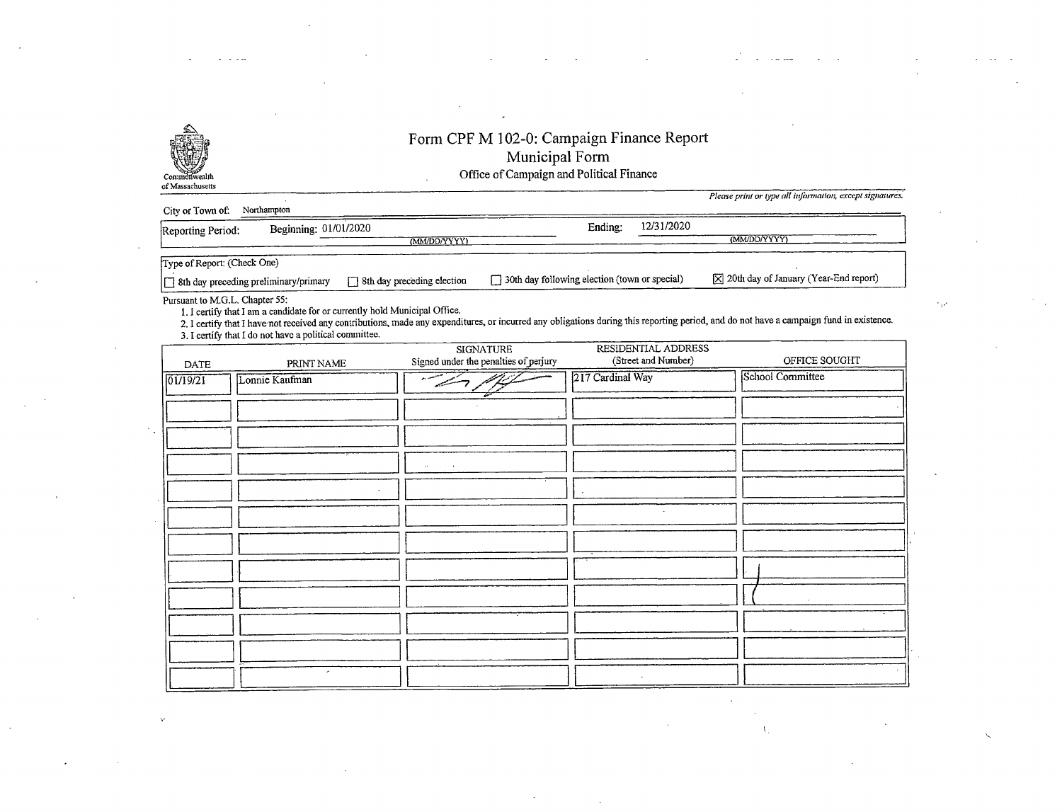Commonwealth of Massachusetts

# Form CPF M 102-0: Campaign Finance Report

## Municipal Form

### Office of Campaign and Political Finance

*Please print or type all information, except signatures.*

City or Town of: Northampton

Reporting Period: Beginning: 01/01/2020 (MM/DD/YYYY) Ending: 12/31/2020 (MM/DD/YYYY)

Type of Report: (Check One)

- [ ] 8th day preceding preliminary/primary
- [ ] 8th day preceding election
- [ ] 30th day following election (town or special)
- [x] 20th day of January (Year-End report)

Pursuant to M.G.L. Chapter 55:

1. I certify that I am a candidate for or currently hold Municipal Office.
2. I certify that I have not received any contributions, made any expenditures, or incurred any obligations during this reporting period, and do not have a campaign fund in existence.
3. I certify that I do not have a political committee.

| DATE | PRINT NAME | SIGNATURE Signed under the penalties of perjury | RESIDENTIAL ADDRESS (Street and Number) | OFFICE SOUGHT |
|---|---|---|---|---|
| 01/19/21 | Lonnie Kaufman | [signature] | 217 Cardinal Way | School Committee |
| | | | | |
| | | | | |
| | | | | |
| | | | | |
| | | | | |
| | | | | |
| | | | | |
| | | | | |
| | | | | |
| | | | | |
| | | | | |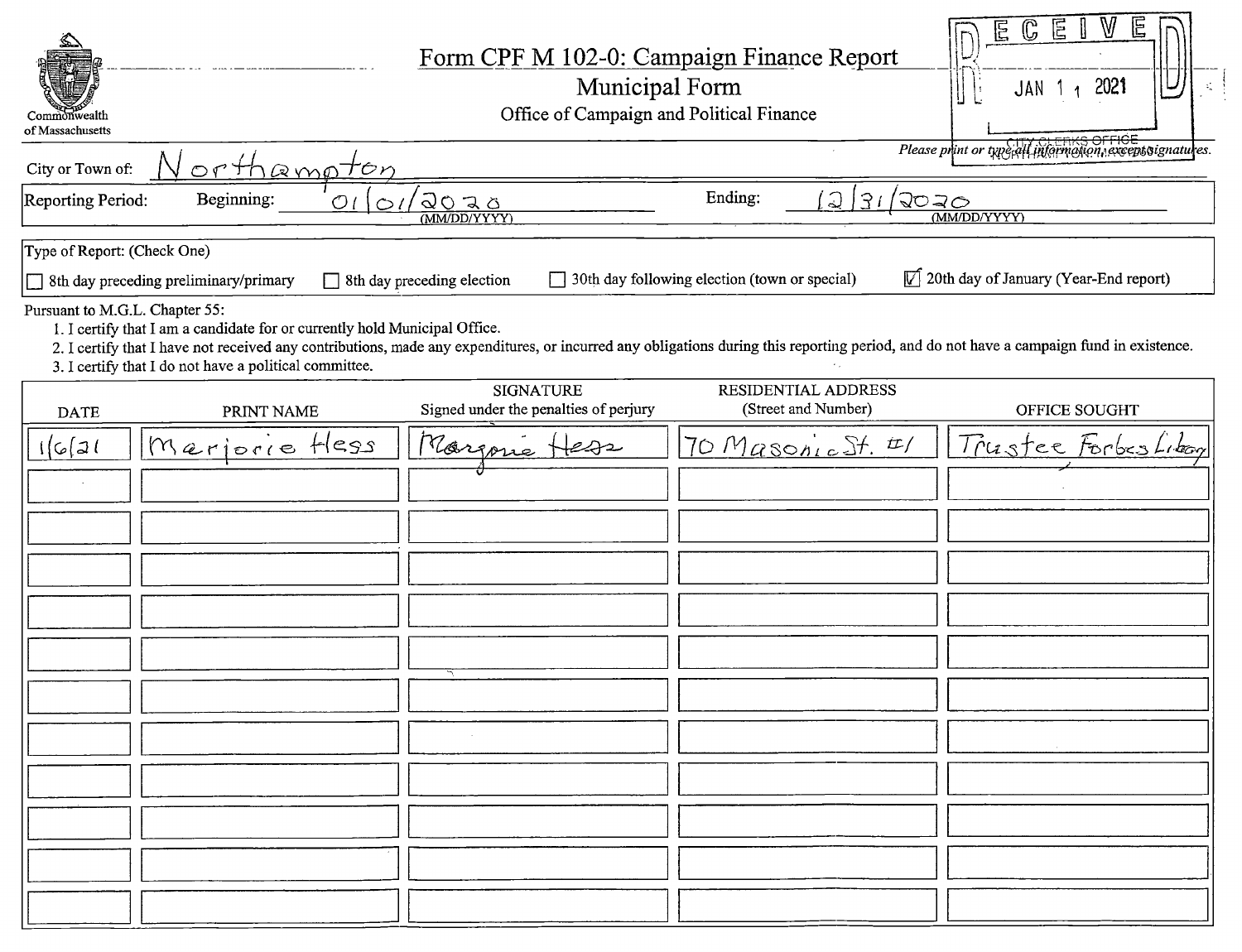Commonwealth of Massachusetts

# Form CPF M 102-0: Campaign Finance Report

## Municipal Form

Office of Campaign and Political Finance

RECEIVED JAN 11 2021 CITY CLERKS OFFICE NORTHAMPTON, MA 01060

*Please print or type all information, except signatures.*

City or Town of: Northampton

Reporting Period: Beginning: 01/01/2020 (MM/DD/YYYY) Ending: 12/31/2020 (MM/DD/YYYY)

Type of Report: (Check One)

- ☐ 8th day preceding preliminary/primary
- ☐ 8th day preceding election
- ☐ 30th day following election (town or special)
- ☑ 20th day of January (Year-End report)

Pursuant to M.G.L. Chapter 55:

1. I certify that I am a candidate for or currently hold Municipal Office.
2. I certify that I have not received any contributions, made any expenditures, or incurred any obligations during this reporting period, and do not have a campaign fund in existence.
3. I certify that I do not have a political committee.

| DATE | PRINT NAME | SIGNATURE Signed under the penalties of perjury | RESIDENTIAL ADDRESS (Street and Number) | OFFICE SOUGHT |
|---|---|---|---|---|
| 1/6/21 | Marjorie Hess | Marjorie Hess | 70 Masonic St. #1 | Trustee Forbes Library |
| | | | | |
| | | | | |
| | | | | |
| | | | | |
| | | | | |
| | | | | |
| | | | | |
| | | | | |
| | | | | |
| | | | | |
| | | | | |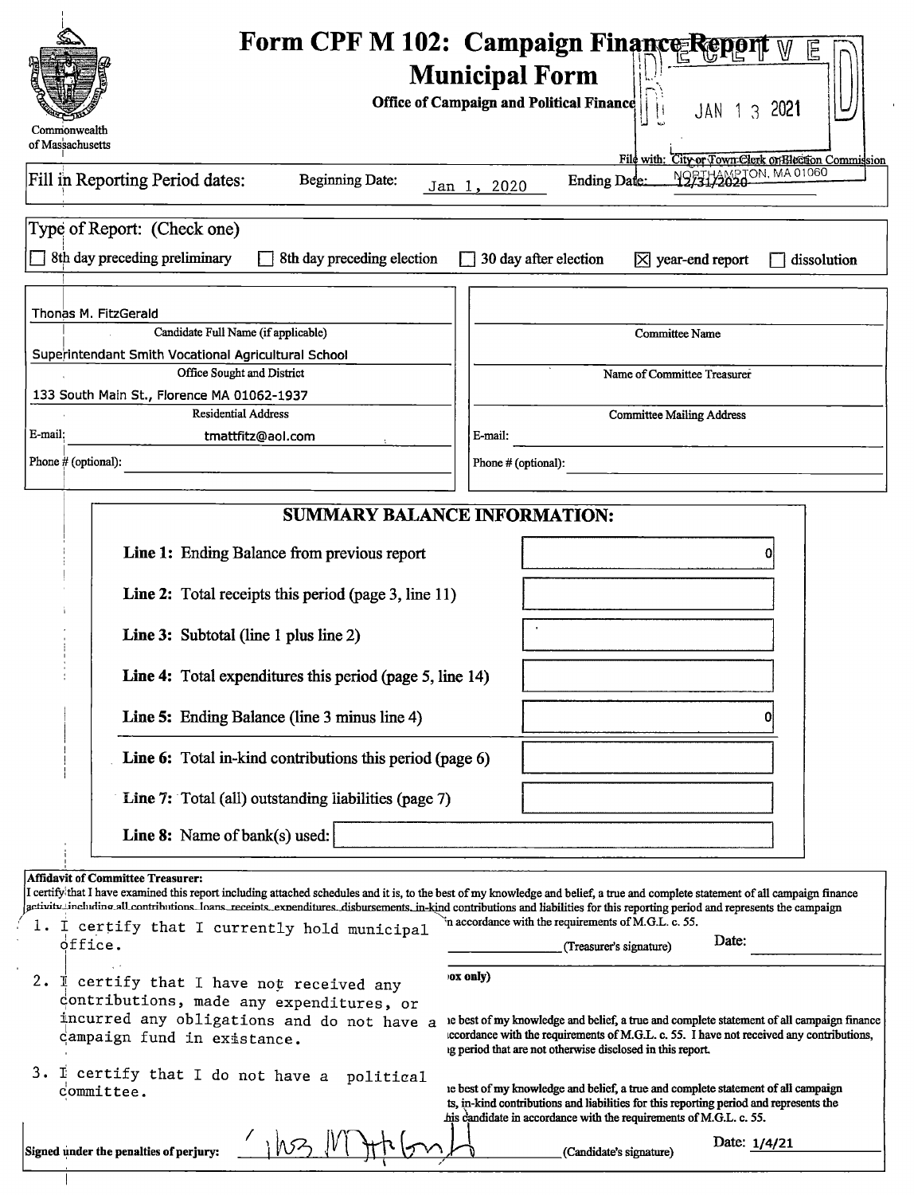# Form CPF M 102: Campaign Finance Report Municipal Form

**Office of Campaign and Political Finance**

Commonwealth of Massachusetts

RECEIVED JAN 13 2021 NORTHAMPTON, MA 01060

File with: City or Town Clerk or Election Commission

Fill in Reporting Period dates: Beginning Date: Jan 1, 2020 Ending Date: 12/31/2020

Type of Report: (Check one)

- [ ] 8th day preceding preliminary
- [ ] 8th day preceding election
- [ ] 30 day after election
- [x] year-end report
- [ ] dissolution

| | |
|---|---|
| Thomas M. FitzGerald | |
| Candidate Full Name (if applicable) | Committee Name |
| Superintendant Smith Vocational Agricultural School | |
| Office Sought and District | Name of Committee Treasurer |
| 133 South Main St., Florence MA 01062-1937 | |
| Residential Address | Committee Mailing Address |
| E-mail: tmattfitz@aol.com | E-mail: |
| Phone # (optional): | Phone # (optional): |

## SUMMARY BALANCE INFORMATION:

| | |
|---|---|
| **Line 1:** Ending Balance from previous report | 0 |
| **Line 2:** Total receipts this period (page 3, line 11) | |
| **Line 3:** Subtotal (line 1 plus line 2) | |
| **Line 4:** Total expenditures this period (page 5, line 14) | |
| **Line 5:** Ending Balance (line 3 minus line 4) | 0 |
| **Line 6:** Total in-kind contributions this period (page 6) | |
| **Line 7:** Total (all) outstanding liabilities (page 7) | |
| **Line 8:** Name of bank(s) used: | |

**Affidavit of Committee Treasurer:**
I certify that I have examined this report including attached schedules and it is, to the best of my knowledge and belief, a true and complete statement of all campaign finance activity, including all contributions, loans, receipts, expenditures, disbursements, in-kind contributions and liabilities for this reporting period and represents the campaign ...n accordance with the requirements of M.G.L. c. 55.

_______________ (Treasurer's signature) Date:

1. I certify that I currently hold municipal office.

2. I certify that I have not received any contributions, made any expenditures, or incurred any obligations and do not have a campaign fund in existance.

3. I certify that I do not have a political committee.

...ox only)

...e best of my knowledge and belief, a true and complete statement of all campaign finance ...ccordance with the requirements of M.G.L. c. 55. I have not received any contributions, ...g period that are not otherwise disclosed in this report.

...e best of my knowledge and belief, a true and complete statement of all campaign ...ts, in-kind contributions and liabilities for this reporting period and represents the ...his candidate in accordance with the requirements of M.G.L. c. 55.

Signed under the penalties of perjury: [signature] (Candidate's signature) Date: 1/4/21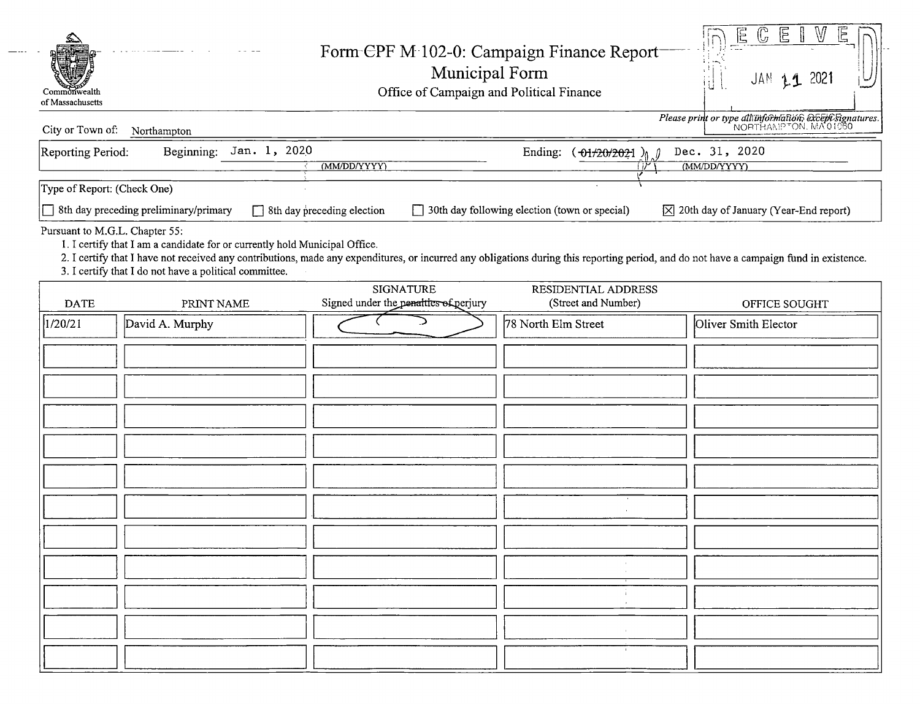Commonwealth of Massachusetts

# Form CPF M 102-0: Campaign Finance Report

## Municipal Form

Office of Campaign and Political Finance

RECEIVED
JAN 11 2021
NORTHAMPTON, MA 01060

*Please print or type all information, except signatures.*

City or Town of: Northampton

Reporting Period: Beginning: Jan. 1, 2020 (MM/DD/YYYY) Ending: (~~01/20/2021~~) Dec. 31, 2020 (MM/DD/YYYY)

Type of Report: (Check One)

☐ 8th day preceding preliminary/primary ☐ 8th day preceding election ☐ 30th day following election (town or special) ☒ 20th day of January (Year-End report)

Pursuant to M.G.L. Chapter 55:

1. I certify that I am a candidate for or currently hold Municipal Office.
2. I certify that I have not received any contributions, made any expenditures, or incurred any obligations during this reporting period, and do not have a campaign fund in existence.
3. I certify that I do not have a political committee.

| DATE | PRINT NAME | SIGNATURE Signed under the penalties of perjury | RESIDENTIAL ADDRESS (Street and Number) | OFFICE SOUGHT |
|---|---|---|---|---|
| 1/20/21 | David A. Murphy | [signature] | 78 North Elm Street | Oliver Smith Elector |
| | | | | |
| | | | | |
| | | | | |
| | | | | |
| | | | | |
| | | | | |
| | | | | |
| | | | | |
| | | | | |
| | | | | |
| | | | | |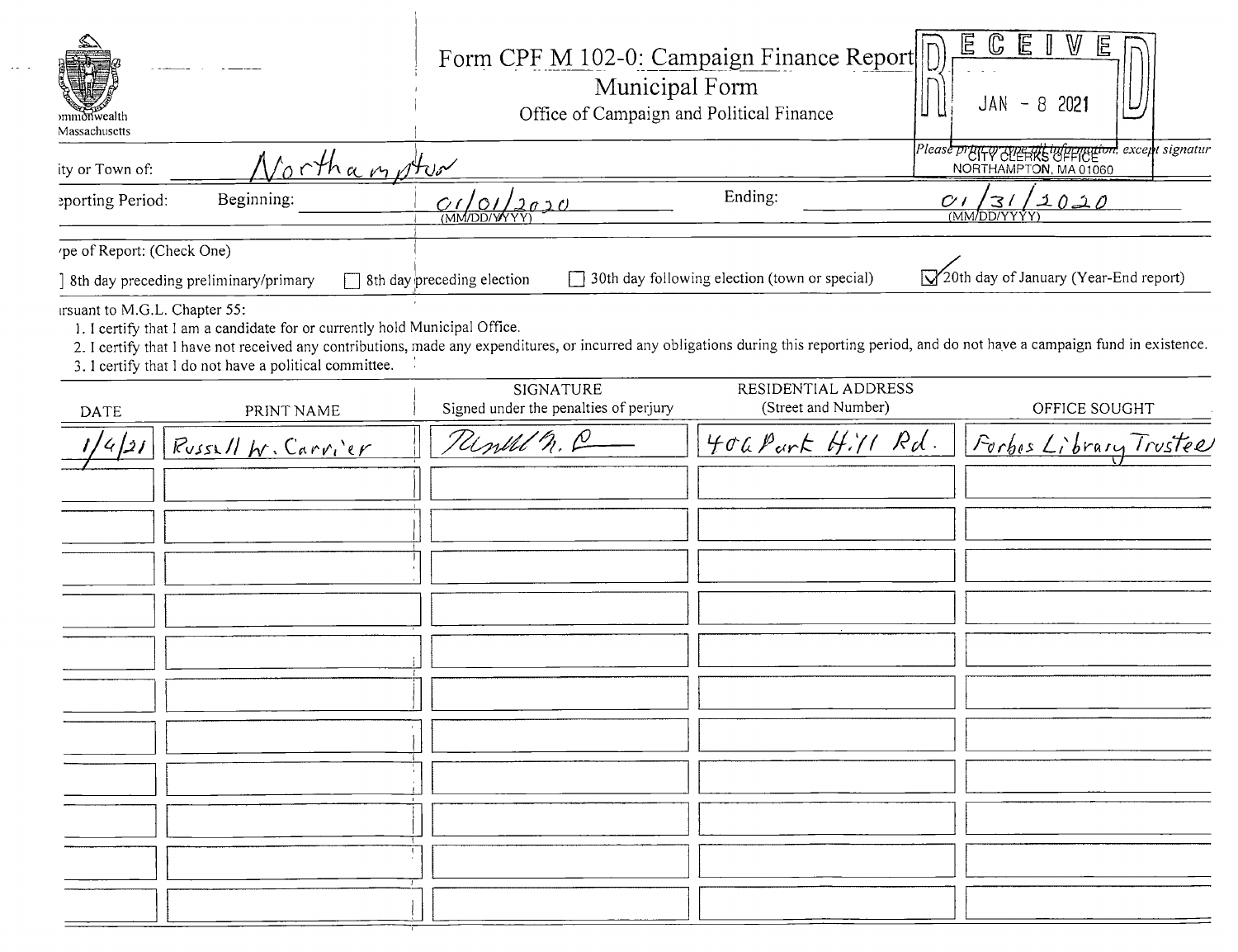Commonwealth Massachusetts

# Form CPF M 102-0: Campaign Finance Report

## Municipal Form

Office of Campaign and Political Finance

RECEIVED JAN - 8 2021 CITY CLERKS OFFICE NORTHAMPTON, MA 01060

Please print or type all information, except signature

City or Town of: Northampton

Reporting Period: Beginning: 01/01/2020 (MM/DD/YYYY) Ending: 01/31/2020 (MM/DD/YYYY)

Type of Report: (Check One)

- [ ] 8th day preceding preliminary/primary
- [ ] 8th day preceding election
- [ ] 30th day following election (town or special)
- [x] 20th day of January (Year-End report)

Pursuant to M.G.L. Chapter 55:

1. I certify that I am a candidate for or currently hold Municipal Office.
2. I certify that I have not received any contributions, made any expenditures, or incurred any obligations during this reporting period, and do not have a campaign fund in existence.
3. I certify that I do not have a political committee.

| DATE | PRINT NAME | SIGNATURE Signed under the penalties of perjury | RESIDENTIAL ADDRESS (Street and Number) | OFFICE SOUGHT |
|---|---|---|---|---|
| 1/4/21 | Russell W. Carrier | [signature] | 406 Park Hill Rd. | Forbes Library Trustee |
| | | | | |
| | | | | |
| | | | | |
| | | | | |
| | | | | |
| | | | | |
| | | | | |
| | | | | |
| | | | | |
| | | | | |
| | | | | |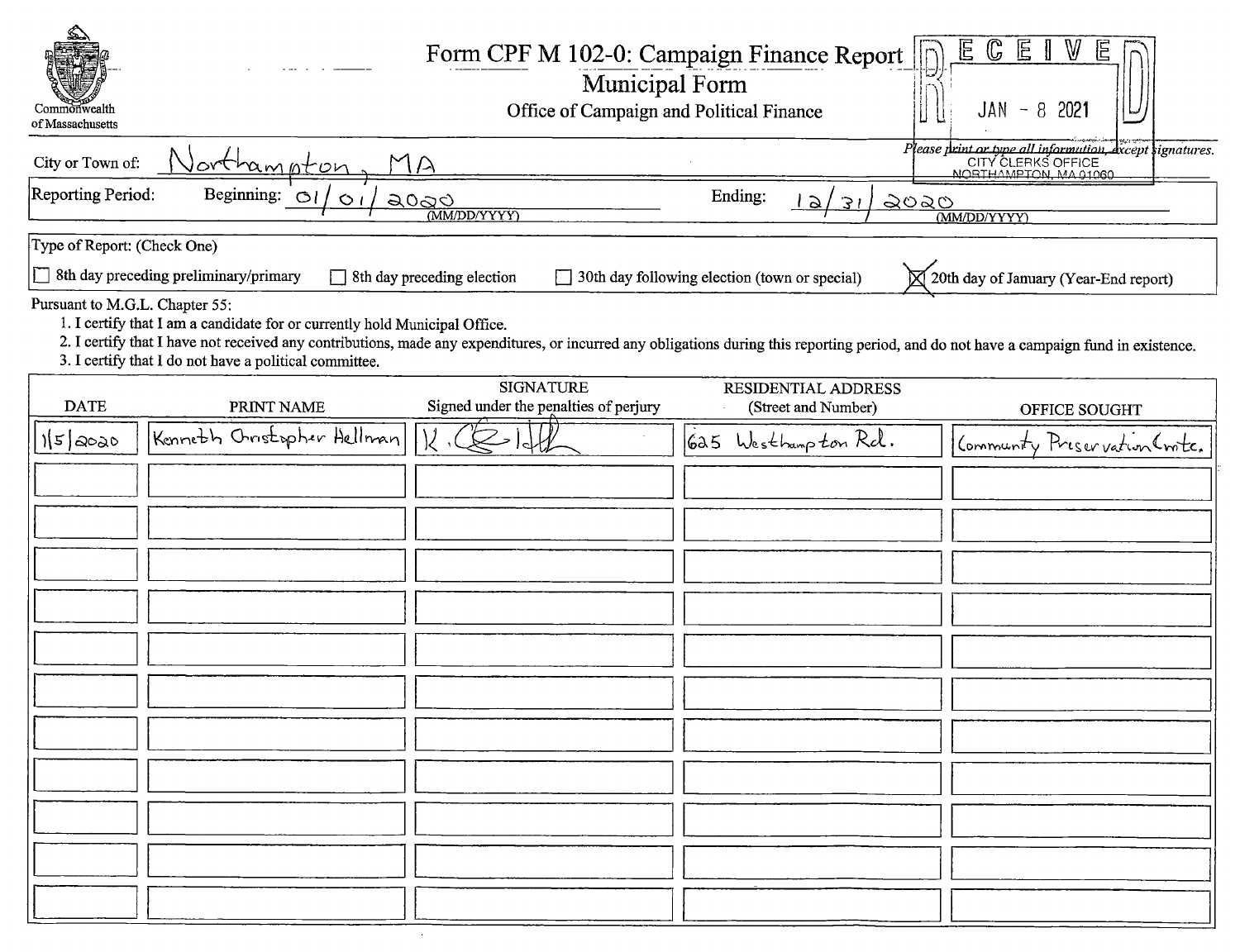Commonwealth of Massachusetts

# Form CPF M 102-0: Campaign Finance Report
## Municipal Form
### Office of Campaign and Political Finance

RECEIVED
JAN - 8 2021
CITY CLERKS OFFICE
NORTHAMPTON, MA 01060

*Please print or type all information, except signatures.*

City or Town of: Northampton, MA

Reporting Period: Beginning: 01/01/2020 (MM/DD/YYYY) Ending: 12/31/2020 (MM/DD/YYYY)

Type of Report: (Check One)

- ☐ 8th day preceding preliminary/primary
- ☐ 8th day preceding election
- ☐ 30th day following election (town or special)
- ☒ 20th day of January (Year-End report)

Pursuant to M.G.L. Chapter 55:

1. I certify that I am a candidate for or currently hold Municipal Office.
2. I certify that I have not received any contributions, made any expenditures, or incurred any obligations during this reporting period, and do not have a campaign fund in existence.
3. I certify that I do not have a political committee.

| DATE | PRINT NAME | SIGNATURE Signed under the penalties of perjury | RESIDENTIAL ADDRESS (Street and Number) | OFFICE SOUGHT |
|---|---|---|---|---|
| 1/5/2020 | Kenneth Christopher Hellman | K. C. Hellman | 625 Westhampton Rd. | Community Preservation Cmte. |
| | | | | |
| | | | | |
| | | | | |
| | | | | |
| | | | | |
| | | | | |
| | | | | |
| | | | | |
| | | | | |
| | | | | |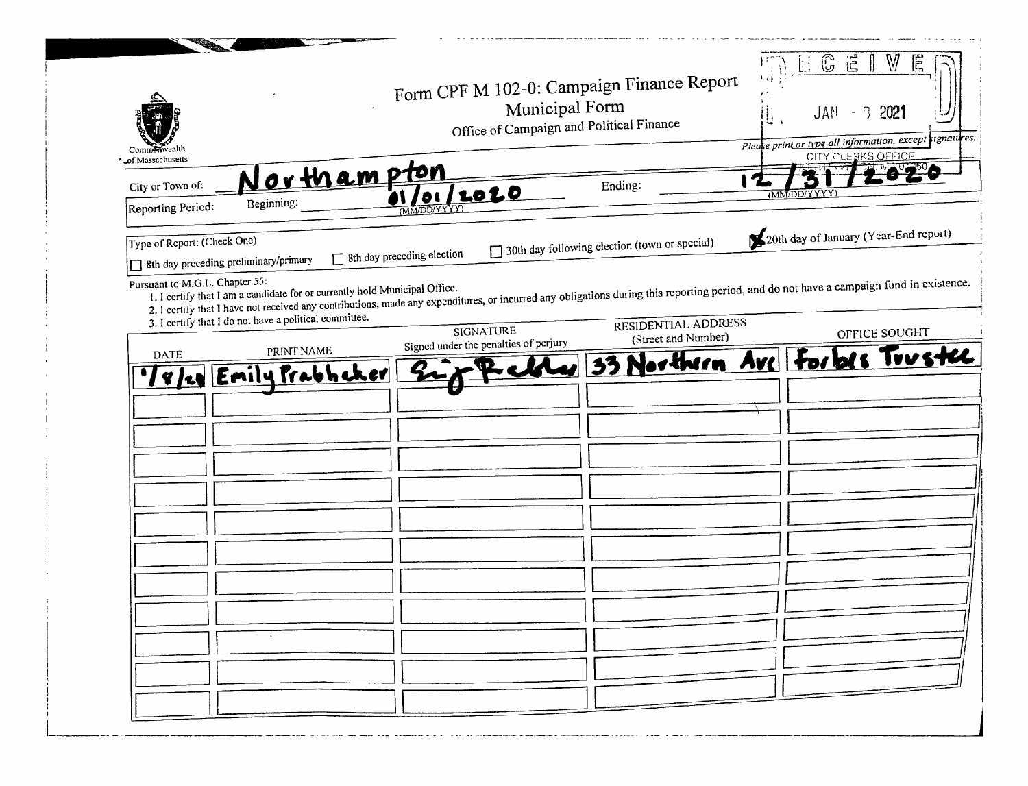# Form CPF M 102-0: Campaign Finance Report

## Municipal Form

Office of Campaign and Political Finance

Commonwealth of Massachusetts

RECEIVED
JAN - 8 2021
CITY CLERKS OFFICE

*Please print or type all information, except signatures.*

City or Town of: Northampton

Reporting Period: Beginning: 01/01/2020 (MM/DD/YYYY) Ending: 12/31/2020 (MM/DD/YYYY)

Type of Report: (Check One)

- [ ] 8th day preceding preliminary/primary
- [ ] 8th day preceding election
- [ ] 30th day following election (town or special)
- [x] 20th day of January (Year-End report)

Pursuant to M.G.L. Chapter 55:

1. I certify that I am a candidate for or currently hold Municipal Office.
2. I certify that I have not received any contributions, made any expenditures, or incurred any obligations during this reporting period, and do not have a campaign fund in existence.
3. I certify that I do not have a political committee.

| DATE | PRINT NAME | SIGNATURE Signed under the penalties of perjury | RESIDENTIAL ADDRESS (Street and Number) | OFFICE SOUGHT |
|---|---|---|---|---|
| 1/8/21 | Emily Prabhaker | [signature] | 33 Northern Ave | Forbes Trustee |
| | | | | |
| | | | | |
| | | | | |
| | | | | |
| | | | | |
| | | | | |
| | | | | |
| | | | | |
| | | | | |
| | | | | |
| | | | | |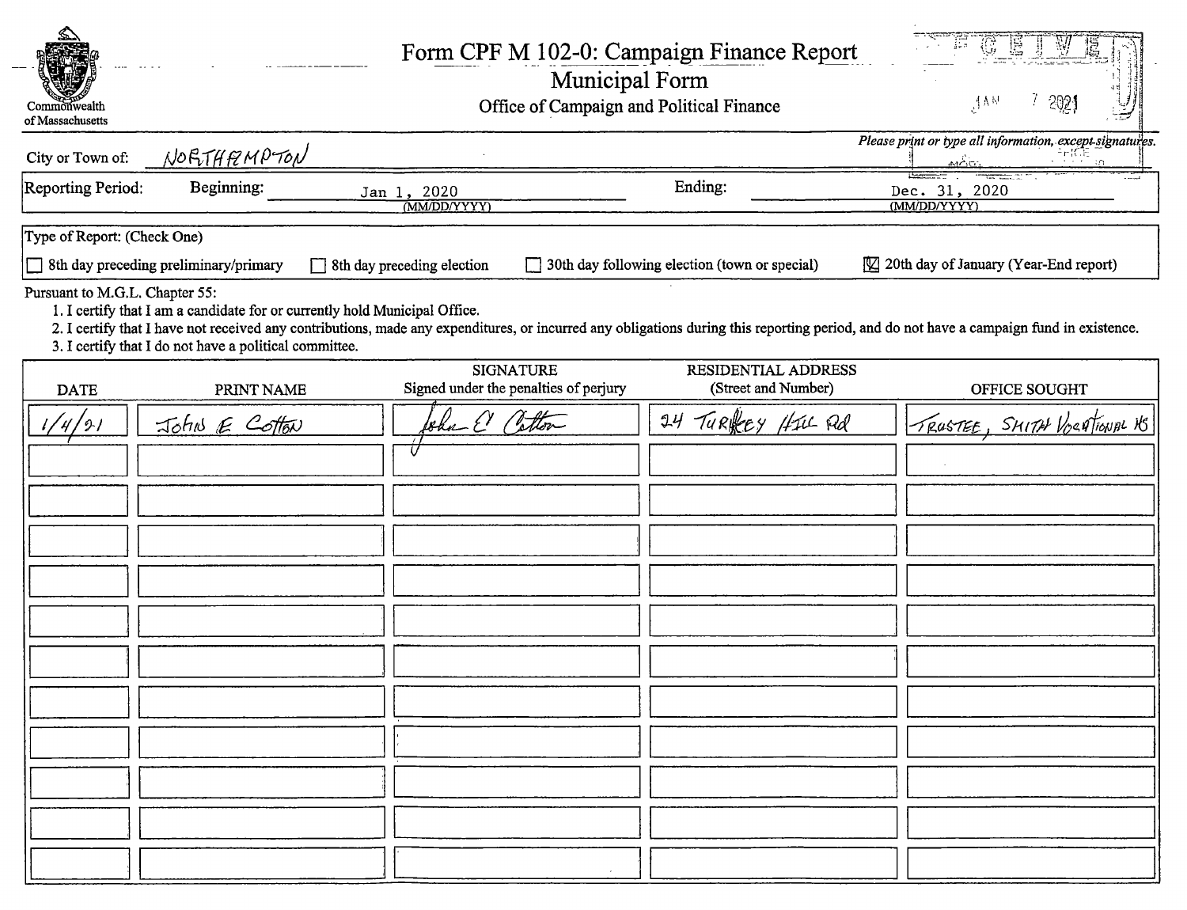Commonwealth of Massachusetts

# Form CPF M 102-0: Campaign Finance Report

## Municipal Form

### Office of Campaign and Political Finance

RECEIVED JAN 7 2021

*Please print or type all information, except signatures.*

City or Town of: NORTHAMPTON

Reporting Period: Beginning: Jan 1, 2020 (MM/DD/YYYY) Ending: Dec. 31, 2020 (MM/DD/YYYY)

Type of Report: (Check One)

- ☐ 8th day preceding preliminary/primary
- ☐ 8th day preceding election
- ☐ 30th day following election (town or special)
- ☑ 20th day of January (Year-End report)

Pursuant to M.G.L. Chapter 55:

1. I certify that I am a candidate for or currently hold Municipal Office.
2. I certify that I have not received any contributions, made any expenditures, or incurred any obligations during this reporting period, and do not have a campaign fund in existence.
3. I certify that I do not have a political committee.

| DATE | PRINT NAME | SIGNATURE Signed under the penalties of perjury | RESIDENTIAL ADDRESS (Street and Number) | OFFICE SOUGHT |
|---|---|---|---|---|
| 1/4/21 | JOHN E COTTON | John E Cotton | 24 TURKEY HILL Rd | TRUSTEE, SMITH VOCATIONAL HS |
| | | | | |
| | | | | |
| | | | | |
| | | | | |
| | | | | |
| | | | | |
| | | | | |
| | | | | |
| | | | | |
| | | | | |
| | | | | |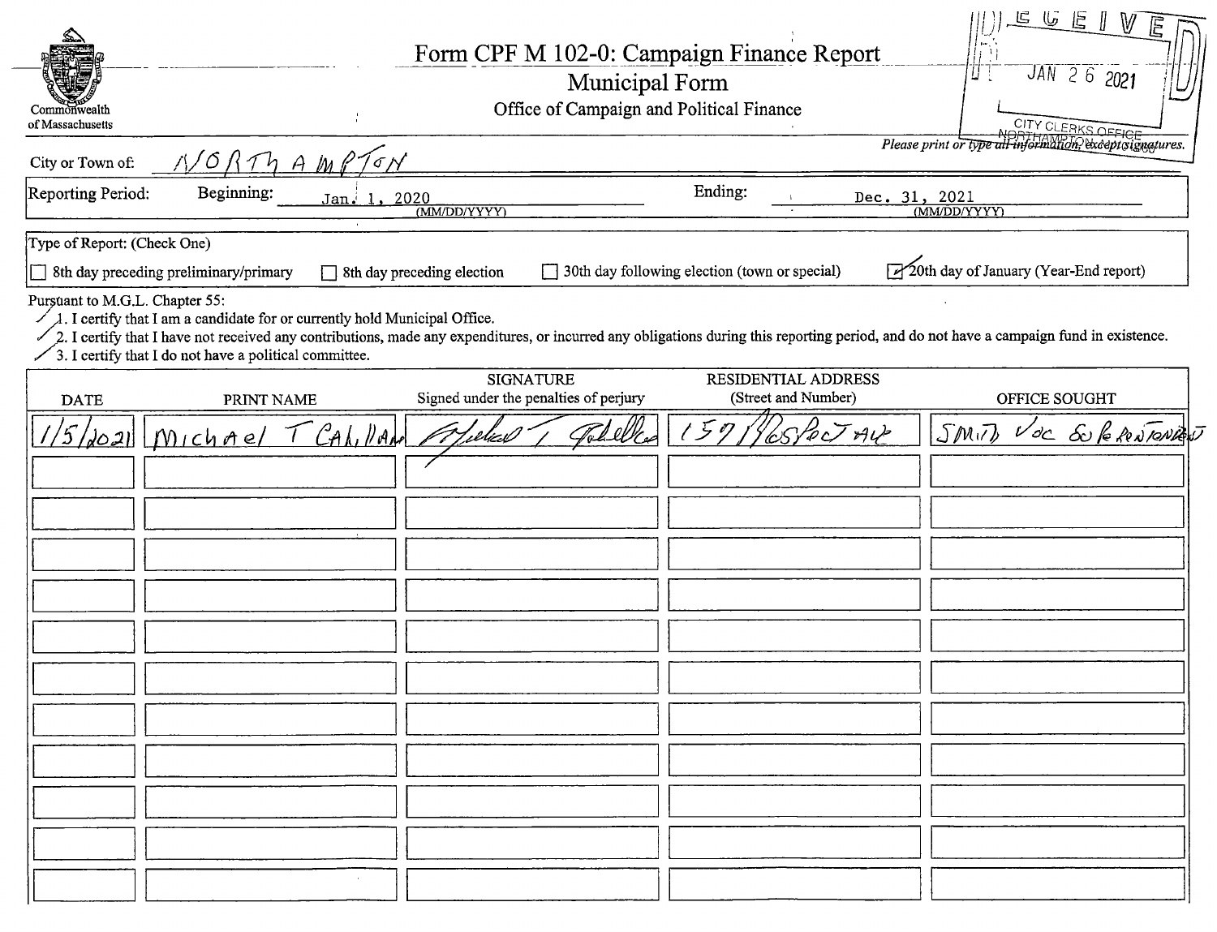Commonwealth of Massachusetts

# Form CPF M 102-0: Campaign Finance Report

## Municipal Form

Office of Campaign and Political Finance

RECEIVED JAN 26 2021 CITY CLERKS OFFICE NORTHAMPTON, MA

*Please print or type all information, except signatures.*

City or Town of: NORTHAMPTON

Reporting Period: Beginning: Jan. 1, 2020 (MM/DD/YYYY) Ending: Dec. 31, 2021 (MM/DD/YYYY)

Type of Report: (Check One)

- ☐ 8th day preceding preliminary/primary
- ☐ 8th day preceding election
- ☐ 30th day following election (town or special)
- ☑ 20th day of January (Year-End report)

Pursuant to M.G.L. Chapter 55:

✓ 1. I certify that I am a candidate for or currently hold Municipal Office.

✓ 2. I certify that I have not received any contributions, made any expenditures, or incurred any obligations during this reporting period, and do not have a campaign fund in existence.

✓ 3. I certify that I do not have a political committee.

| DATE | PRINT NAME | SIGNATURE Signed under the penalties of perjury | RESIDENTIAL ADDRESS (Street and Number) | OFFICE SOUGHT |
|---|---|---|---|---|
| 1/5/2021 | Michael T Cahillane | Michael T Cahillane | 157 Prospect Ave | Smith Voc Superintendent |
| | | | | |
| | | | | |
| | | | | |
| | | | | |
| | | | | |
| | | | | |
| | | | | |
| | | | | |
| | | | | |
| | | | | |
| | | | | |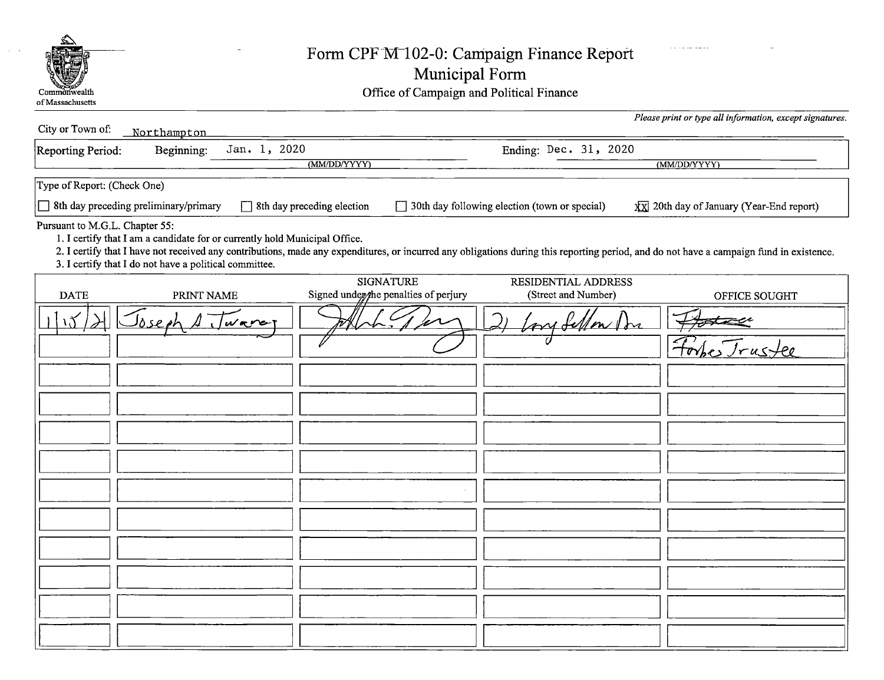Commonwealth of Massachusetts

# Form CPF M 102-0: Campaign Finance Report
## Municipal Form
Office of Campaign and Political Finance

*Please print or type all information, except signatures.*

City or Town of: Northampton

Reporting Period: Beginning: Jan. 1, 2020 (MM/DD/YYYY) Ending: Dec. 31, 2020 (MM/DD/YYYY)

Type of Report: (Check One)

☐ 8th day preceding preliminary/primary ☐ 8th day preceding election ☐ 30th day following election (town or special) ☒ 20th day of January (Year-End report)

Pursuant to M.G.L. Chapter 55:

1. I certify that I am a candidate for or currently hold Municipal Office.
2. I certify that I have not received any contributions, made any expenditures, or incurred any obligations during this reporting period, and do not have a campaign fund in existence.
3. I certify that I do not have a political committee.

| DATE | PRINT NAME | SIGNATURE Signed under the penalties of perjury | RESIDENTIAL ADDRESS (Street and Number) | OFFICE SOUGHT |
|---|---|---|---|---|
| 1/15/21 | Joseph A. Twarog | [signature] | 21 Longfellow Dr | ~~Forbes~~ Forbes Trustee |
| | | | | |
| | | | | |
| | | | | |
| | | | | |
| | | | | |
| | | | | |
| | | | | |
| | | | | |
| | | | | |
| | | | | |
| | | | | |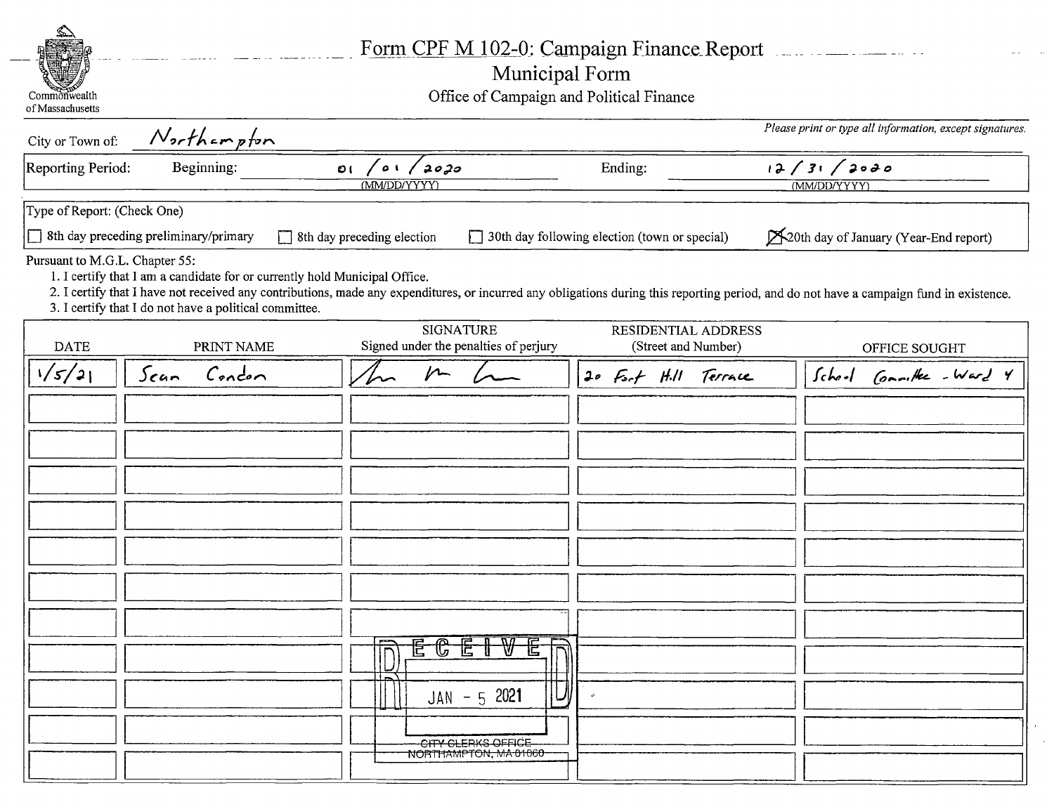# Form CPF M 102-0: Campaign Finance Report

## Municipal Form

Office of Campaign and Political Finance

Commonwealth of Massachusetts

City or Town of: Northampton

*Please print or type all information, except signatures.*

Reporting Period: Beginning: 01 / 01 / 2020 (MM/DD/YYYY) Ending: 12 / 31 / 2020 (MM/DD/YYYY)

Type of Report: (Check One)

- [ ] 8th day preceding preliminary/primary
- [ ] 8th day preceding election
- [ ] 30th day following election (town or special)
- [x] 20th day of January (Year-End report)

Pursuant to M.G.L. Chapter 55:

1. I certify that I am a candidate for or currently hold Municipal Office.
2. I certify that I have not received any contributions, made any expenditures, or incurred any obligations during this reporting period, and do not have a campaign fund in existence.
3. I certify that I do not have a political committee.

| DATE | PRINT NAME | SIGNATURE Signed under the penalties of perjury | RESIDENTIAL ADDRESS (Street and Number) | OFFICE SOUGHT |
|---|---|---|---|---|
| 1/5/21 | Sean Condon | [signature] | 20 Fort Hill Terrace | School Committee - Ward 4 |
| | | | | |
| | | | | |
| | | | | |
| | | | | |
| | | | | |
| | | | | |
| | | | | |
| | | | | |
| | | | | |
| | | | | |
| | | | | |

RECEIVED JAN - 5 2021 CITY CLERKS OFFICE NORTHAMPTON, MA 01060